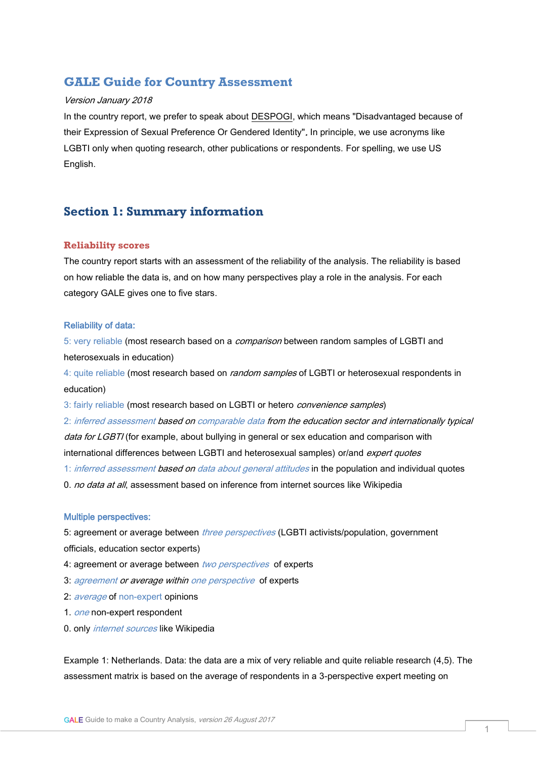# GALE Guide for Country Assessment

*Version January 2018*

In the country report, we prefer to speak about DESPOGI, which means "Disadvantaged because of their Expression of Sexual Preference Or Gendered Identity". In principle, we use acronyms like LGBTI only when quoting research, other publications or respondents. For spelling, we use US English.

## Section 1: Summary information

### Reliability scores

The country report starts with an assessment of the reliability of the analysis. The reliability is based on how reliable the data is, and on how many perspectives play a role in the analysis. For each category GALE gives one to five stars.

#### Reliability of data:

5: very reliable (most research based on a *comparison* between random samples of LGBTI and heterosexuals in education)
4: quite reliable (most research based on *random samples* of LGBTI or heterosexual respondents in education)
3: fairly reliable (most research based on LGBTI or hetero *convenience samples*)
2: *inferred assessment based on comparable data from the education sector and internationally typical data for LGBTI* (for example, about bullying in general or sex education and comparison with international differences between LGBTI and heterosexual samples) or/and *expert quotes*
1: *inferred assessment based on data about general attitudes* in the population and individual quotes
0. *no data at all*, assessment based on inference from internet sources like Wikipedia

#### Multiple perspectives:

5: agreement or average between *three perspectives* (LGBTI activists/population, government officials, education sector experts)
4: agreement or average between *two perspectives* of experts
3: *agreement or average within one perspective* of experts
2: *average* of non-expert opinions
1. *one* non-expert respondent
0. only *internet sources* like Wikipedia

Example 1: Netherlands. Data: the data are a mix of very reliable and quite reliable research (4,5). The assessment matrix is based on the average of respondents in a 3-perspective expert meeting on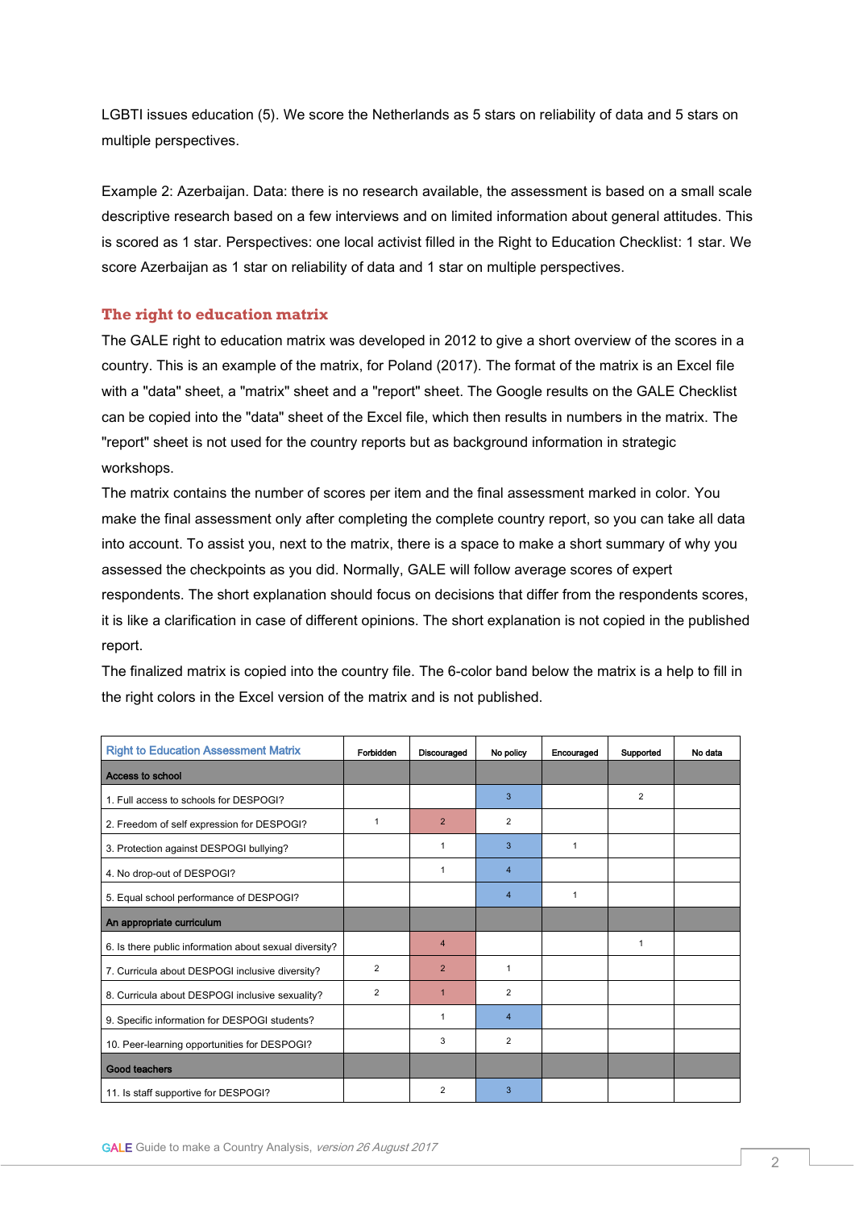LGBTI issues education (5). We score the Netherlands as 5 stars on reliability of data and 5 stars on multiple perspectives.

Example 2: Azerbaijan. Data: there is no research available, the assessment is based on a small scale descriptive research based on a few interviews and on limited information about general attitudes. This is scored as 1 star. Perspectives: one local activist filled in the Right to Education Checklist: 1 star. We score Azerbaijan as 1 star on reliability of data and 1 star on multiple perspectives.

## The right to education matrix

The GALE right to education matrix was developed in 2012 to give a short overview of the scores in a country. This is an example of the matrix, for Poland (2017). The format of the matrix is an Excel file with a "data" sheet, a "matrix" sheet and a "report" sheet. The Google results on the GALE Checklist can be copied into the "data" sheet of the Excel file, which then results in numbers in the matrix. The "report" sheet is not used for the country reports but as background information in strategic workshops.

The matrix contains the number of scores per item and the final assessment marked in color. You make the final assessment only after completing the complete country report, so you can take all data into account. To assist you, next to the matrix, there is a space to make a short summary of why you assessed the checkpoints as you did. Normally, GALE will follow average scores of expert respondents. The short explanation should focus on decisions that differ from the respondents scores, it is like a clarification in case of different opinions. The short explanation is not copied in the published report.

The finalized matrix is copied into the country file. The 6-color band below the matrix is a help to fill in the right colors in the Excel version of the matrix and is not published.

| Right to Education Assessment Matrix | Forbidden | Discouraged | No policy | Encouraged | Supported | No data |
|---|---|---|---|---|---|---|
| **Access to school** | | | | | | |
| 1. Full access to schools for DESPOGI? | | | 3 | | 2 | |
| 2. Freedom of self expression for DESPOGI? | 1 | 2 | 2 | | | |
| 3. Protection against DESPOGI bullying? | | 1 | 3 | 1 | | |
| 4. No drop-out of DESPOGI? | | 1 | 4 | | | |
| 5. Equal school performance of DESPOGI? | | | 4 | 1 | | |
| **An appropriate curriculum** | | | | | | |
| 6. Is there public information about sexual diversity? | | 4 | | | 1 | |
| 7. Curricula about DESPOGI inclusive diversity? | 2 | 2 | 1 | | | |
| 8. Curricula about DESPOGI inclusive sexuality? | 2 | 1 | 2 | | | |
| 9. Specific information for DESPOGI students? | | 1 | 4 | | | |
| 10. Peer-learning opportunities for DESPOGI? | | 3 | 2 | | | |
| **Good teachers** | | | | | | |
| 11. Is staff supportive for DESPOGI? | | 2 | 3 | | | |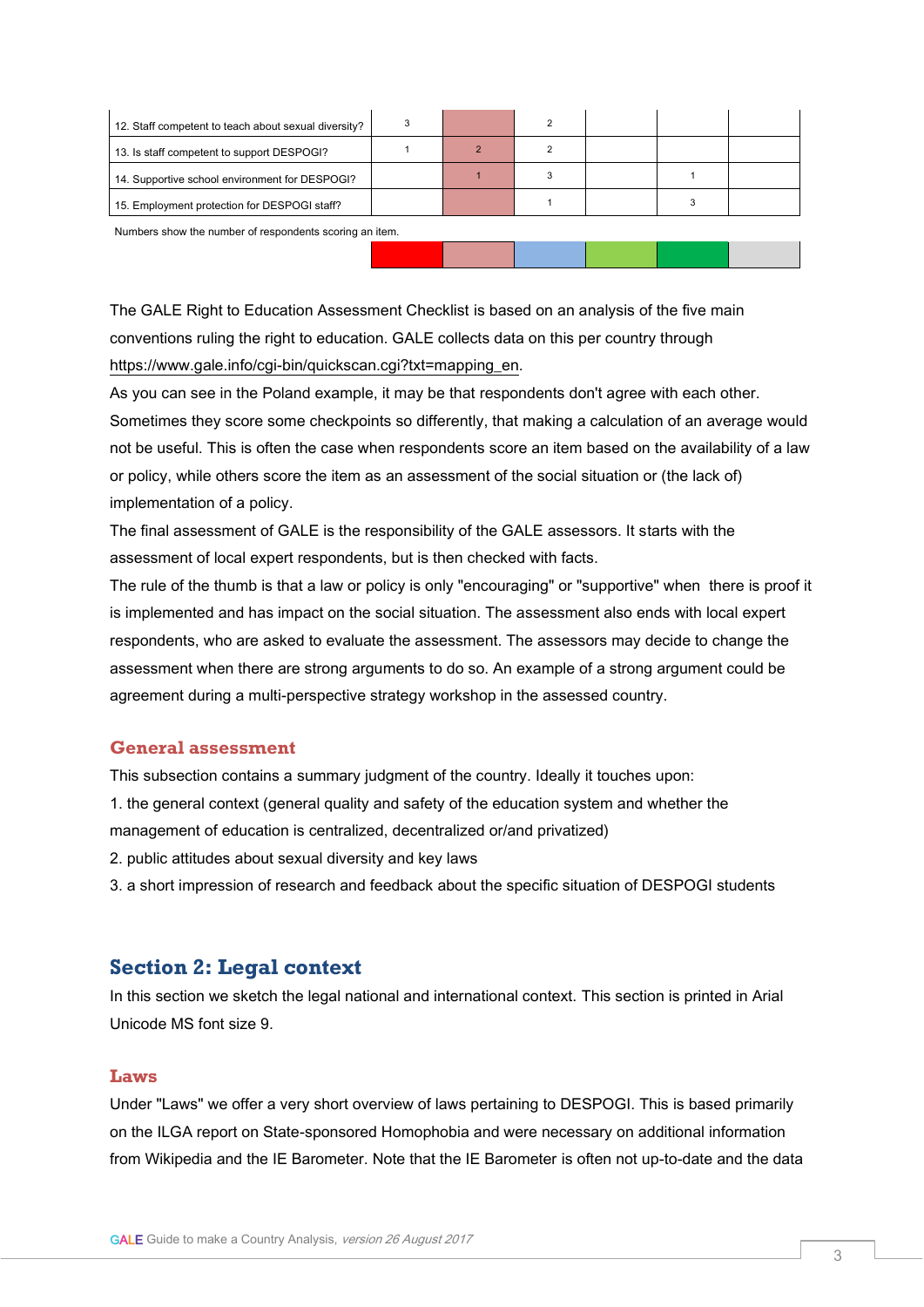| | | | | | | |
|---|---|---|---|---|---|---|
| 12. Staff competent to teach about sexual diversity? | 3 | | 2 | | | |
| 13. Is staff competent to support DESPOGI? | 1 | 2 | 2 | | | |
| 14. Supportive school environment for DESPOGI? | | 1 | 3 | | 1 | |
| 15. Employment protection for DESPOGI staff? | | | 1 | | 3 | |

Numbers show the number of respondents scoring an item.

The GALE Right to Education Assessment Checklist is based on an analysis of the five main conventions ruling the right to education. GALE collects data on this per country through https://www.gale.info/cgi-bin/quickscan.cgi?txt=mapping_en.

As you can see in the Poland example, it may be that respondents don't agree with each other. Sometimes they score some checkpoints so differently, that making a calculation of an average would not be useful. This is often the case when respondents score an item based on the availability of a law or policy, while others score the item as an assessment of the social situation or (the lack of) implementation of a policy.

The final assessment of GALE is the responsibility of the GALE assessors. It starts with the assessment of local expert respondents, but is then checked with facts.

The rule of the thumb is that a law or policy is only "encouraging" or "supportive" when there is proof it is implemented and has impact on the social situation. The assessment also ends with local expert respondents, who are asked to evaluate the assessment. The assessors may decide to change the assessment when there are strong arguments to do so. An example of a strong argument could be agreement during a multi-perspective strategy workshop in the assessed country.

### General assessment

This subsection contains a summary judgment of the country. Ideally it touches upon:

1. the general context (general quality and safety of the education system and whether the management of education is centralized, decentralized or/and privatized)
2. public attitudes about sexual diversity and key laws
3. a short impression of research and feedback about the specific situation of DESPOGI students

## Section 2: Legal context

In this section we sketch the legal national and international context. This section is printed in Arial Unicode MS font size 9.

### Laws

Under "Laws" we offer a very short overview of laws pertaining to DESPOGI. This is based primarily on the ILGA report on State-sponsored Homophobia and were necessary on additional information from Wikipedia and the IE Barometer. Note that the IE Barometer is often not up-to-date and the data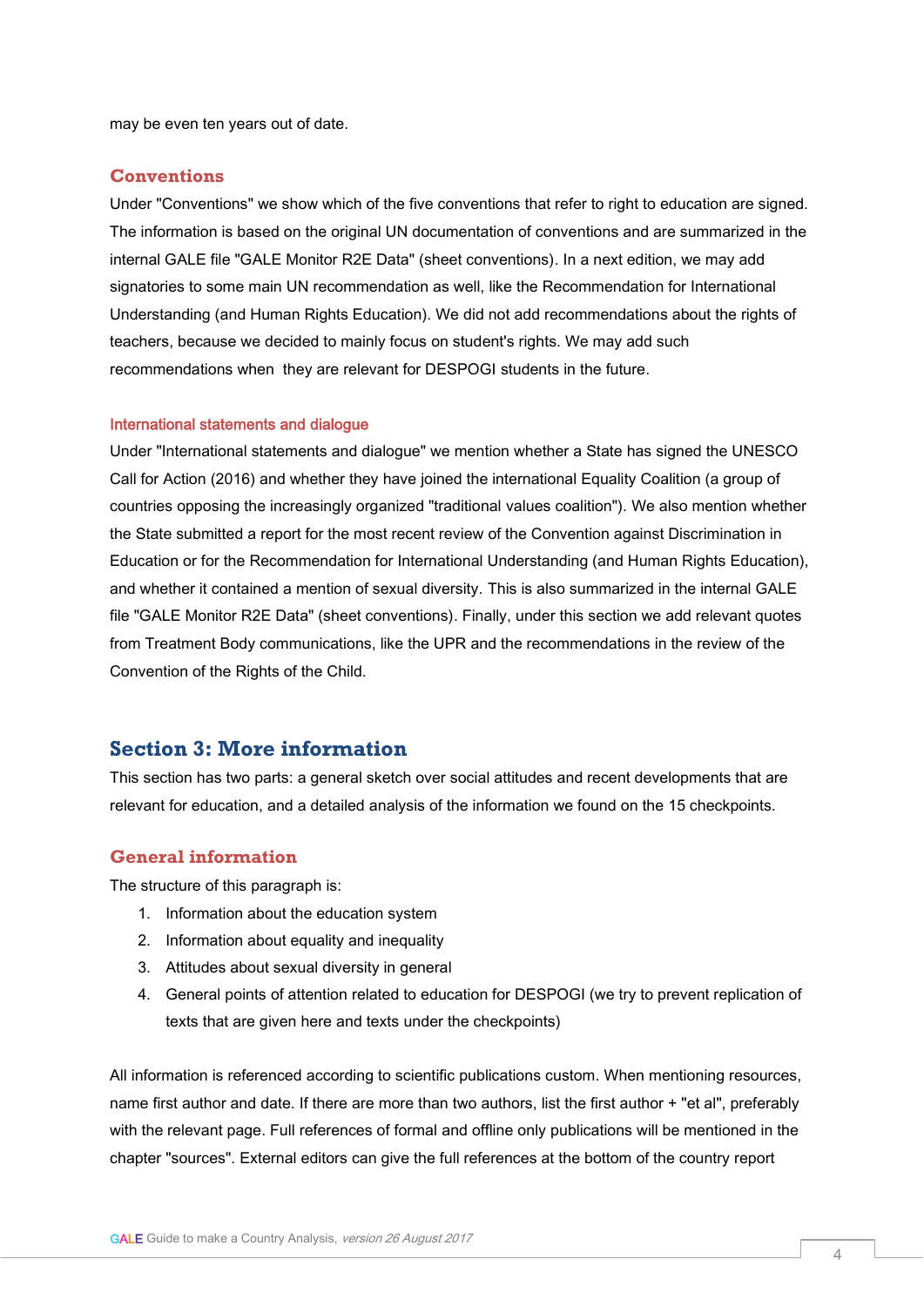may be even ten years out of date.

### Conventions

Under "Conventions" we show which of the five conventions that refer to right to education are signed. The information is based on the original UN documentation of conventions and are summarized in the internal GALE file "GALE Monitor R2E Data" (sheet conventions). In a next edition, we may add signatories to some main UN recommendation as well, like the Recommendation for International Understanding (and Human Rights Education). We did not add recommendations about the rights of teachers, because we decided to mainly focus on student's rights. We may add such recommendations when they are relevant for DESPOGI students in the future.

#### International statements and dialogue

Under "International statements and dialogue" we mention whether a State has signed the UNESCO Call for Action (2016) and whether they have joined the international Equality Coalition (a group of countries opposing the increasingly organized "traditional values coalition"). We also mention whether the State submitted a report for the most recent review of the Convention against Discrimination in Education or for the Recommendation for International Understanding (and Human Rights Education), and whether it contained a mention of sexual diversity. This is also summarized in the internal GALE file "GALE Monitor R2E Data" (sheet conventions). Finally, under this section we add relevant quotes from Treatment Body communications, like the UPR and the recommendations in the review of the Convention of the Rights of the Child.

## Section 3: More information

This section has two parts: a general sketch over social attitudes and recent developments that are relevant for education, and a detailed analysis of the information we found on the 15 checkpoints.

### General information

The structure of this paragraph is:

1. Information about the education system
2. Information about equality and inequality
3. Attitudes about sexual diversity in general
4. General points of attention related to education for DESPOGI (we try to prevent replication of texts that are given here and texts under the checkpoints)

All information is referenced according to scientific publications custom. When mentioning resources, name first author and date. If there are more than two authors, list the first author + "et al", preferably with the relevant page. Full references of formal and offline only publications will be mentioned in the chapter "sources". External editors can give the full references at the bottom of the country report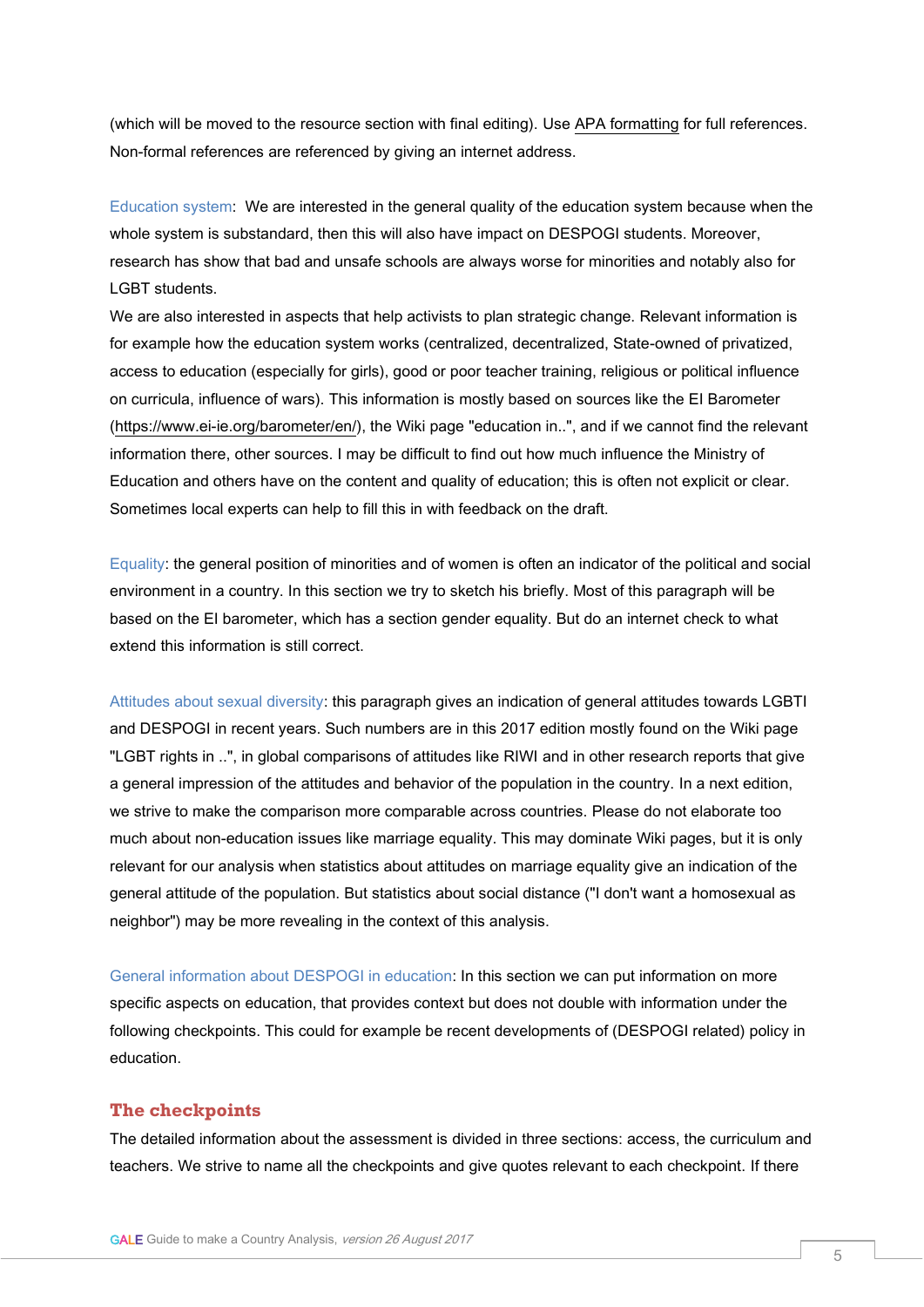(which will be moved to the resource section with final editing). Use APA formatting for full references. Non-formal references are referenced by giving an internet address.

Education system: We are interested in the general quality of the education system because when the whole system is substandard, then this will also have impact on DESPOGI students. Moreover, research has show that bad and unsafe schools are always worse for minorities and notably also for LGBT students.
We are also interested in aspects that help activists to plan strategic change. Relevant information is for example how the education system works (centralized, decentralized, State-owned of privatized, access to education (especially for girls), good or poor teacher training, religious or political influence on curricula, influence of wars). This information is mostly based on sources like the EI Barometer (https://www.ei-ie.org/barometer/en/), the Wiki page "education in..", and if we cannot find the relevant information there, other sources. I may be difficult to find out how much influence the Ministry of Education and others have on the content and quality of education; this is often not explicit or clear. Sometimes local experts can help to fill this in with feedback on the draft.

Equality: the general position of minorities and of women is often an indicator of the political and social environment in a country. In this section we try to sketch his briefly. Most of this paragraph will be based on the EI barometer, which has a section gender equality. But do an internet check to what extend this information is still correct.

Attitudes about sexual diversity: this paragraph gives an indication of general attitudes towards LGBTI and DESPOGI in recent years. Such numbers are in this 2017 edition mostly found on the Wiki page "LGBT rights in ..", in global comparisons of attitudes like RIWI and in other research reports that give a general impression of the attitudes and behavior of the population in the country. In a next edition, we strive to make the comparison more comparable across countries. Please do not elaborate too much about non-education issues like marriage equality. This may dominate Wiki pages, but it is only relevant for our analysis when statistics about attitudes on marriage equality give an indication of the general attitude of the population. But statistics about social distance ("I don't want a homosexual as neighbor") may be more revealing in the context of this analysis.

General information about DESPOGI in education: In this section we can put information on more specific aspects on education, that provides context but does not double with information under the following checkpoints. This could for example be recent developments of (DESPOGI related) policy in education.

## The checkpoints

The detailed information about the assessment is divided in three sections: access, the curriculum and teachers. We strive to name all the checkpoints and give quotes relevant to each checkpoint. If there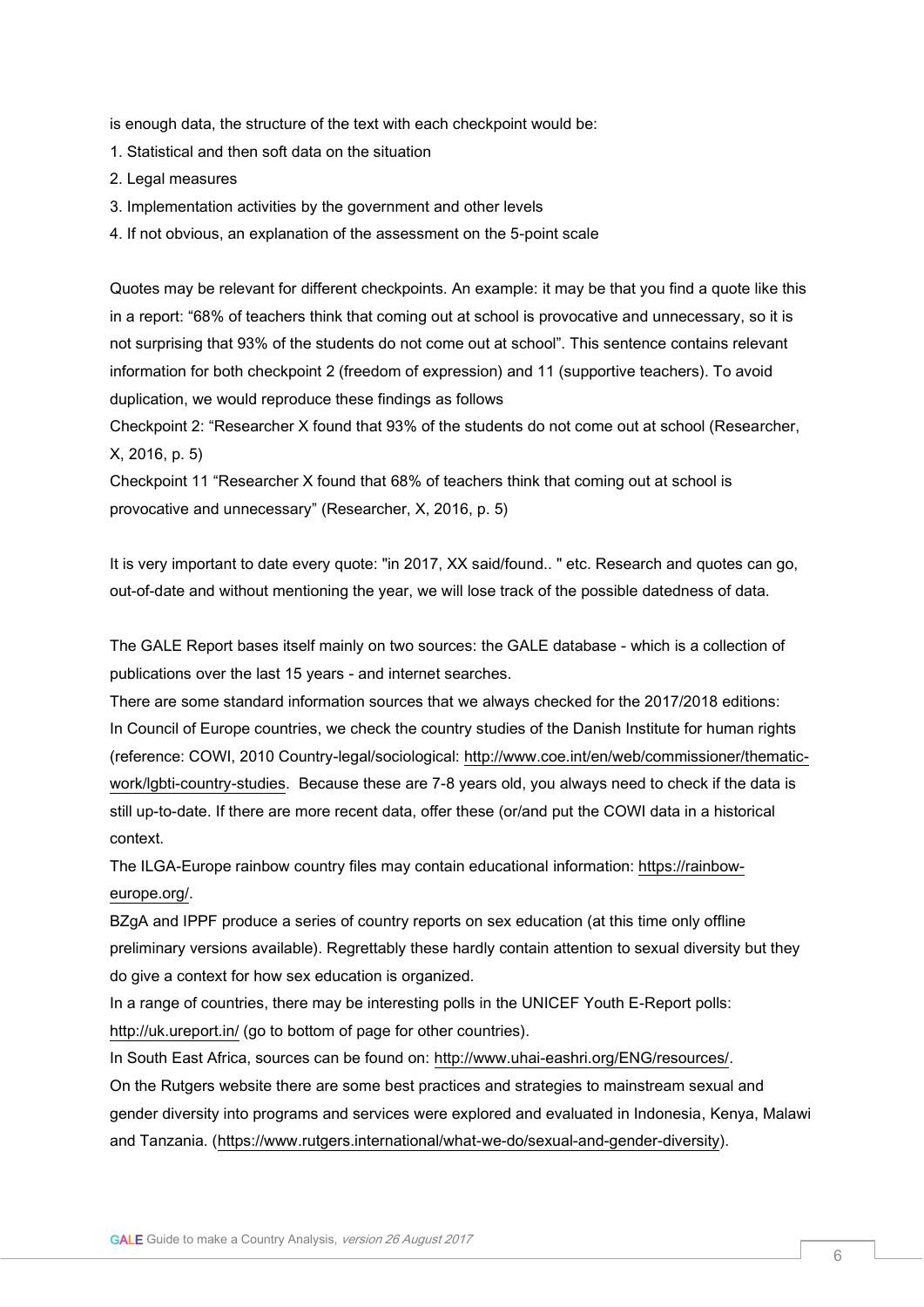is enough data, the structure of the text with each checkpoint would be:

1. Statistical and then soft data on the situation
2. Legal measures
3. Implementation activities by the government and other levels
4. If not obvious, an explanation of the assessment on the 5-point scale

Quotes may be relevant for different checkpoints. An example: it may be that you find a quote like this in a report: "68% of teachers think that coming out at school is provocative and unnecessary, so it is not surprising that 93% of the students do not come out at school". This sentence contains relevant information for both checkpoint 2 (freedom of expression) and 11 (supportive teachers). To avoid duplication, we would reproduce these findings as follows

Checkpoint 2: "Researcher X found that 93% of the students do not come out at school (Researcher, X, 2016, p. 5)

Checkpoint 11 "Researcher X found that 68% of teachers think that coming out at school is provocative and unnecessary" (Researcher, X, 2016, p. 5)

It is very important to date every quote: "in 2017, XX said/found.. " etc. Research and quotes can go, out-of-date and without mentioning the year, we will lose track of the possible datedness of data.

The GALE Report bases itself mainly on two sources: the GALE database - which is a collection of publications over the last 15 years - and internet searches.

There are some standard information sources that we always checked for the 2017/2018 editions:

In Council of Europe countries, we check the country studies of the Danish Institute for human rights (reference: COWI, 2010 Country-legal/sociological: http://www.coe.int/en/web/commissioner/thematic-work/lgbti-country-studies. Because these are 7-8 years old, you always need to check if the data is still up-to-date. If there are more recent data, offer these (or/and put the COWI data in a historical context.

The ILGA-Europe rainbow country files may contain educational information: https://rainbow-europe.org/.

BZgA and IPPF produce a series of country reports on sex education (at this time only offline preliminary versions available). Regrettably these hardly contain attention to sexual diversity but they do give a context for how sex education is organized.

In a range of countries, there may be interesting polls in the UNICEF Youth E-Report polls: http://uk.ureport.in/ (go to bottom of page for other countries).

In South East Africa, sources can be found on: http://www.uhai-eashri.org/ENG/resources/.

On the Rutgers website there are some best practices and strategies to mainstream sexual and gender diversity into programs and services were explored and evaluated in Indonesia, Kenya, Malawi and Tanzania. (https://www.rutgers.international/what-we-do/sexual-and-gender-diversity).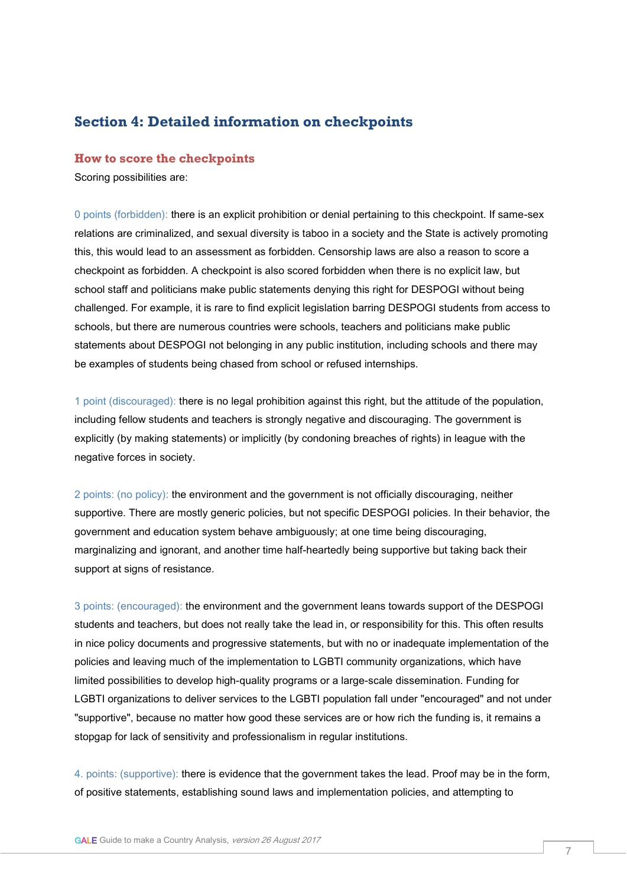## Section 4: Detailed information on checkpoints

### How to score the checkpoints

Scoring possibilities are:

0 points (forbidden): there is an explicit prohibition or denial pertaining to this checkpoint. If same-sex relations are criminalized, and sexual diversity is taboo in a society and the State is actively promoting this, this would lead to an assessment as forbidden. Censorship laws are also a reason to score a checkpoint as forbidden. A checkpoint is also scored forbidden when there is no explicit law, but school staff and politicians make public statements denying this right for DESPOGI without being challenged. For example, it is rare to find explicit legislation barring DESPOGI students from access to schools, but there are numerous countries were schools, teachers and politicians make public statements about DESPOGI not belonging in any public institution, including schools and there may be examples of students being chased from school or refused internships.

1 point (discouraged): there is no legal prohibition against this right, but the attitude of the population, including fellow students and teachers is strongly negative and discouraging. The government is explicitly (by making statements) or implicitly (by condoning breaches of rights) in league with the negative forces in society.

2 points: (no policy): the environment and the government is not officially discouraging, neither supportive. There are mostly generic policies, but not specific DESPOGI policies. In their behavior, the government and education system behave ambiguously; at one time being discouraging, marginalizing and ignorant, and another time half-heartedly being supportive but taking back their support at signs of resistance.

3 points: (encouraged): the environment and the government leans towards support of the DESPOGI students and teachers, but does not really take the lead in, or responsibility for this. This often results in nice policy documents and progressive statements, but with no or inadequate implementation of the policies and leaving much of the implementation to LGBTI community organizations, which have limited possibilities to develop high-quality programs or a large-scale dissemination. Funding for LGBTI organizations to deliver services to the LGBTI population fall under "encouraged" and not under "supportive", because no matter how good these services are or how rich the funding is, it remains a stopgap for lack of sensitivity and professionalism in regular institutions.

4. points: (supportive): there is evidence that the government takes the lead. Proof may be in the form, of positive statements, establishing sound laws and implementation policies, and attempting to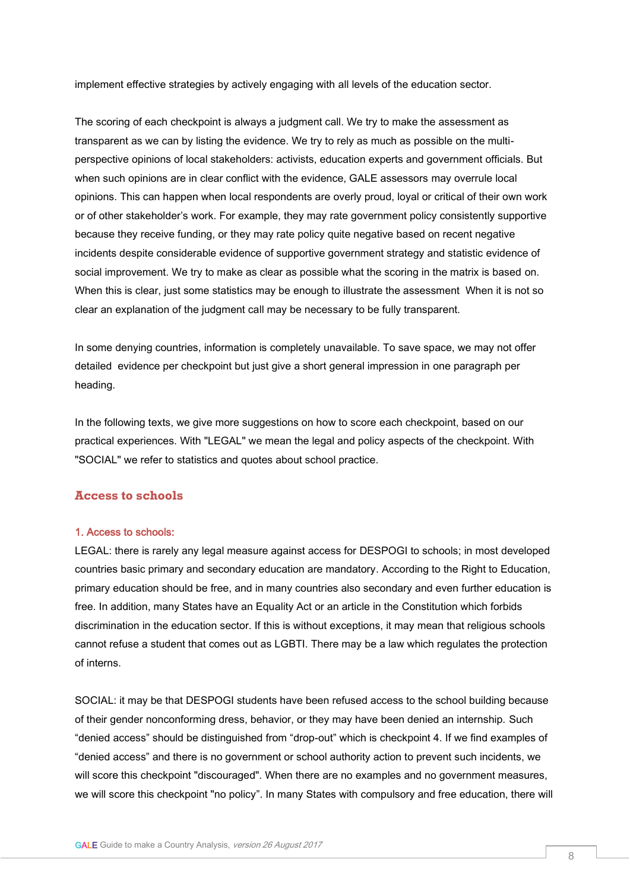implement effective strategies by actively engaging with all levels of the education sector.

The scoring of each checkpoint is always a judgment call. We try to make the assessment as transparent as we can by listing the evidence. We try to rely as much as possible on the multi-perspective opinions of local stakeholders: activists, education experts and government officials. But when such opinions are in clear conflict with the evidence, GALE assessors may overrule local opinions. This can happen when local respondents are overly proud, loyal or critical of their own work or of other stakeholder's work. For example, they may rate government policy consistently supportive because they receive funding, or they may rate policy quite negative based on recent negative incidents despite considerable evidence of supportive government strategy and statistic evidence of social improvement. We try to make as clear as possible what the scoring in the matrix is based on. When this is clear, just some statistics may be enough to illustrate the assessment  When it is not so clear an explanation of the judgment call may be necessary to be fully transparent.

In some denying countries, information is completely unavailable. To save space, we may not offer detailed  evidence per checkpoint but just give a short general impression in one paragraph per heading.

In the following texts, we give more suggestions on how to score each checkpoint, based on our practical experiences. With "LEGAL" we mean the legal and policy aspects of the checkpoint. With "SOCIAL" we refer to statistics and quotes about school practice.

## Access to schools

### 1. Access to schools:

LEGAL: there is rarely any legal measure against access for DESPOGI to schools; in most developed countries basic primary and secondary education are mandatory. According to the Right to Education, primary education should be free, and in many countries also secondary and even further education is free. In addition, many States have an Equality Act or an article in the Constitution which forbids discrimination in the education sector. If this is without exceptions, it may mean that religious schools cannot refuse a student that comes out as LGBTI. There may be a law which regulates the protection of interns.

SOCIAL: it may be that DESPOGI students have been refused access to the school building because of their gender nonconforming dress, behavior, or they may have been denied an internship. Such “denied access” should be distinguished from “drop-out” which is checkpoint 4. If we find examples of “denied access” and there is no government or school authority action to prevent such incidents, we will score this checkpoint "discouraged". When there are no examples and no government measures, we will score this checkpoint "no policy”. In many States with compulsory and free education, there will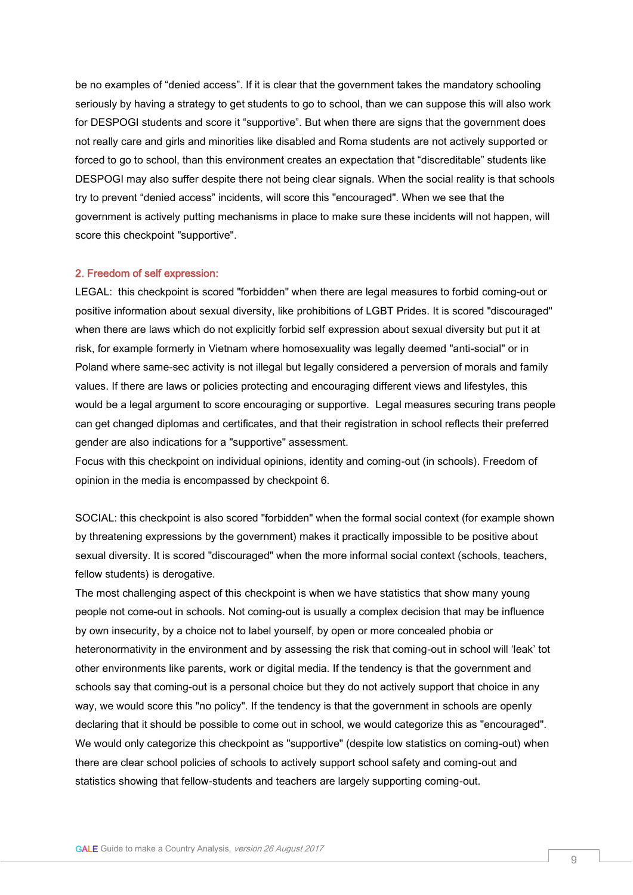be no examples of “denied access”. If it is clear that the government takes the mandatory schooling seriously by having a strategy to get students to go to school, than we can suppose this will also work for DESPOGI students and score it “supportive”. But when there are signs that the government does not really care and girls and minorities like disabled and Roma students are not actively supported or forced to go to school, than this environment creates an expectation that “discreditable” students like DESPOGI may also suffer despite there not being clear signals. When the social reality is that schools try to prevent “denied access” incidents, will score this "encouraged". When we see that the government is actively putting mechanisms in place to make sure these incidents will not happen, will score this checkpoint "supportive".

### 2. Freedom of self expression:

LEGAL: this checkpoint is scored "forbidden" when there are legal measures to forbid coming-out or positive information about sexual diversity, like prohibitions of LGBT Prides. It is scored "discouraged" when there are laws which do not explicitly forbid self expression about sexual diversity but put it at risk, for example formerly in Vietnam where homosexuality was legally deemed "anti-social" or in Poland where same-sec activity is not illegal but legally considered a perversion of morals and family values. If there are laws or policies protecting and encouraging different views and lifestyles, this would be a legal argument to score encouraging or supportive. Legal measures securing trans people can get changed diplomas and certificates, and that their registration in school reflects their preferred gender are also indications for a "supportive" assessment.
Focus with this checkpoint on individual opinions, identity and coming-out (in schools). Freedom of opinion in the media is encompassed by checkpoint 6.

SOCIAL: this checkpoint is also scored "forbidden" when the formal social context (for example shown by threatening expressions by the government) makes it practically impossible to be positive about sexual diversity. It is scored "discouraged" when the more informal social context (schools, teachers, fellow students) is derogative.
The most challenging aspect of this checkpoint is when we have statistics that show many young people not come-out in schools. Not coming-out is usually a complex decision that may be influence by own insecurity, by a choice not to label yourself, by open or more concealed phobia or heteronormativity in the environment and by assessing the risk that coming-out in school will ‘leak’ tot other environments like parents, work or digital media. If the tendency is that the government and schools say that coming-out is a personal choice but they do not actively support that choice in any way, we would score this "no policy". If the tendency is that the government in schools are openly declaring that it should be possible to come out in school, we would categorize this as "encouraged". We would only categorize this checkpoint as "supportive" (despite low statistics on coming-out) when there are clear school policies of schools to actively support school safety and coming-out and statistics showing that fellow-students and teachers are largely supporting coming-out.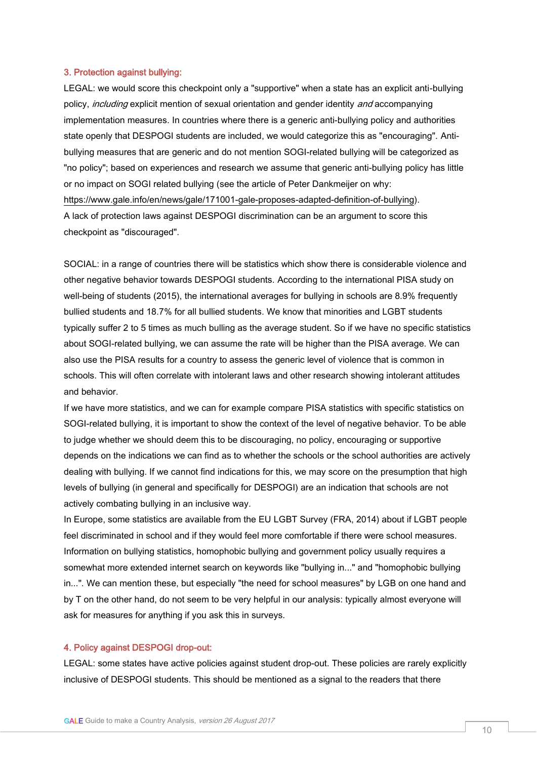### 3. Protection against bullying:

LEGAL: we would score this checkpoint only a "supportive" when a state has an explicit anti-bullying policy, *including* explicit mention of sexual orientation and gender identity *and* accompanying implementation measures. In countries where there is a generic anti-bullying policy and authorities state openly that DESPOGI students are included, we would categorize this as "encouraging". Anti-bullying measures that are generic and do not mention SOGI-related bullying will be categorized as "no policy"; based on experiences and research we assume that generic anti-bullying policy has little or no impact on SOGI related bullying (see the article of Peter Dankmeijer on why: https://www.gale.info/en/news/gale/171001-gale-proposes-adapted-definition-of-bullying).
A lack of protection laws against DESPOGI discrimination can be an argument to score this checkpoint as "discouraged".

SOCIAL: in a range of countries there will be statistics which show there is considerable violence and other negative behavior towards DESPOGI students. According to the international PISA study on well-being of students (2015), the international averages for bullying in schools are 8.9% frequently bullied students and 18.7% for all bullied students. We know that minorities and LGBT students typically suffer 2 to 5 times as much bulling as the average student. So if we have no specific statistics about SOGI-related bullying, we can assume the rate will be higher than the PISA average. We can also use the PISA results for a country to assess the generic level of violence that is common in schools. This will often correlate with intolerant laws and other research showing intolerant attitudes and behavior.
If we have more statistics, and we can for example compare PISA statistics with specific statistics on SOGI-related bullying, it is important to show the context of the level of negative behavior. To be able to judge whether we should deem this to be discouraging, no policy, encouraging or supportive depends on the indications we can find as to whether the schools or the school authorities are actively dealing with bullying. If we cannot find indications for this, we may score on the presumption that high levels of bullying (in general and specifically for DESPOGI) are an indication that schools are not actively combating bullying in an inclusive way.
In Europe, some statistics are available from the EU LGBT Survey (FRA, 2014) about if LGBT people feel discriminated in school and if they would feel more comfortable if there were school measures. Information on bullying statistics, homophobic bullying and government policy usually requires a somewhat more extended internet search on keywords like "bullying in..." and "homophobic bullying in...". We can mention these, but especially "the need for school measures" by LGB on one hand and by T on the other hand, do not seem to be very helpful in our analysis: typically almost everyone will ask for measures for anything if you ask this in surveys.

### 4. Policy against DESPOGI drop-out:

LEGAL: some states have active policies against student drop-out. These policies are rarely explicitly inclusive of DESPOGI students. This should be mentioned as a signal to the readers that there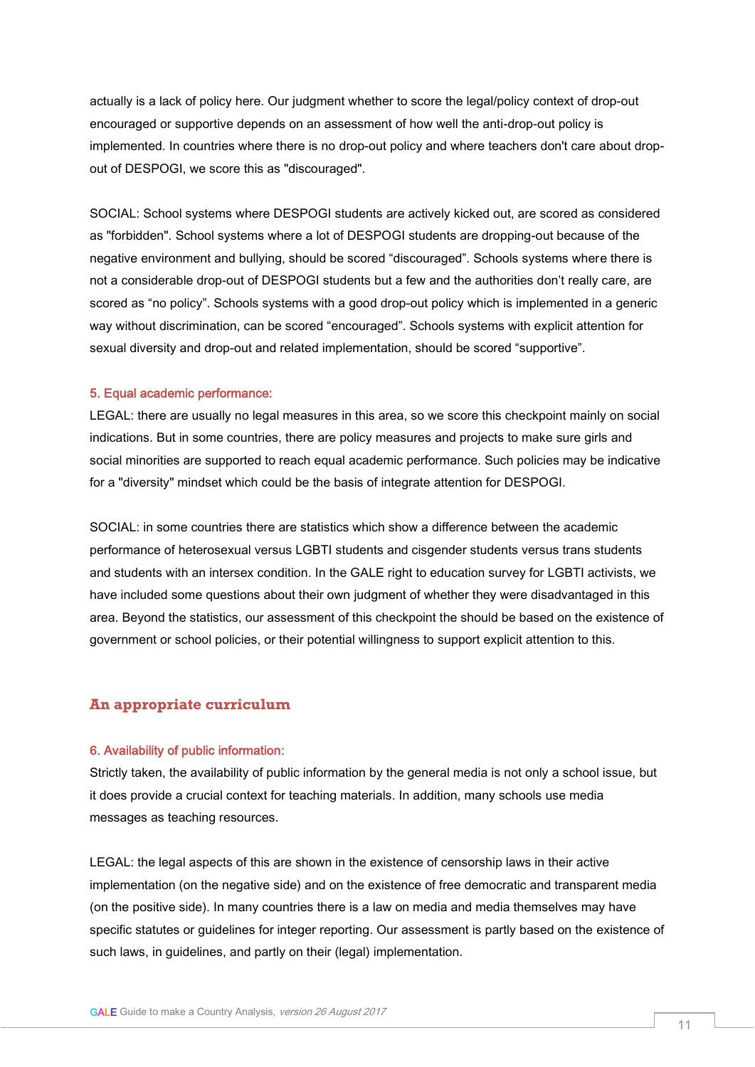actually is a lack of policy here. Our judgment whether to score the legal/policy context of drop-out encouraged or supportive depends on an assessment of how well the anti-drop-out policy is implemented. In countries where there is no drop-out policy and where teachers don't care about drop-out of DESPOGI, we score this as "discouraged".

SOCIAL: School systems where DESPOGI students are actively kicked out, are scored as considered as "forbidden". School systems where a lot of DESPOGI students are dropping-out because of the negative environment and bullying, should be scored “discouraged”. Schools systems where there is not a considerable drop-out of DESPOGI students but a few and the authorities don’t really care, are scored as “no policy”. Schools systems with a good drop-out policy which is implemented in a generic way without discrimination, can be scored “encouraged”. Schools systems with explicit attention for sexual diversity and drop-out and related implementation, should be scored “supportive”.

#### 5. Equal academic performance:

LEGAL: there are usually no legal measures in this area, so we score this checkpoint mainly on social indications. But in some countries, there are policy measures and projects to make sure girls and social minorities are supported to reach equal academic performance. Such policies may be indicative for a "diversity" mindset which could be the basis of integrate attention for DESPOGI.

SOCIAL: in some countries there are statistics which show a difference between the academic performance of heterosexual versus LGBTI students and cisgender students versus trans students and students with an intersex condition. In the GALE right to education survey for LGBTI activists, we have included some questions about their own judgment of whether they were disadvantaged in this area. Beyond the statistics, our assessment of this checkpoint the should be based on the existence of government or school policies, or their potential willingness to support explicit attention to this.

### An appropriate curriculum

#### 6. Availability of public information:

Strictly taken, the availability of public information by the general media is not only a school issue, but it does provide a crucial context for teaching materials. In addition, many schools use media messages as teaching resources.

LEGAL: the legal aspects of this are shown in the existence of censorship laws in their active implementation (on the negative side) and on the existence of free democratic and transparent media (on the positive side). In many countries there is a law on media and media themselves may have specific statutes or guidelines for integer reporting. Our assessment is partly based on the existence of such laws, in guidelines, and partly on their (legal) implementation.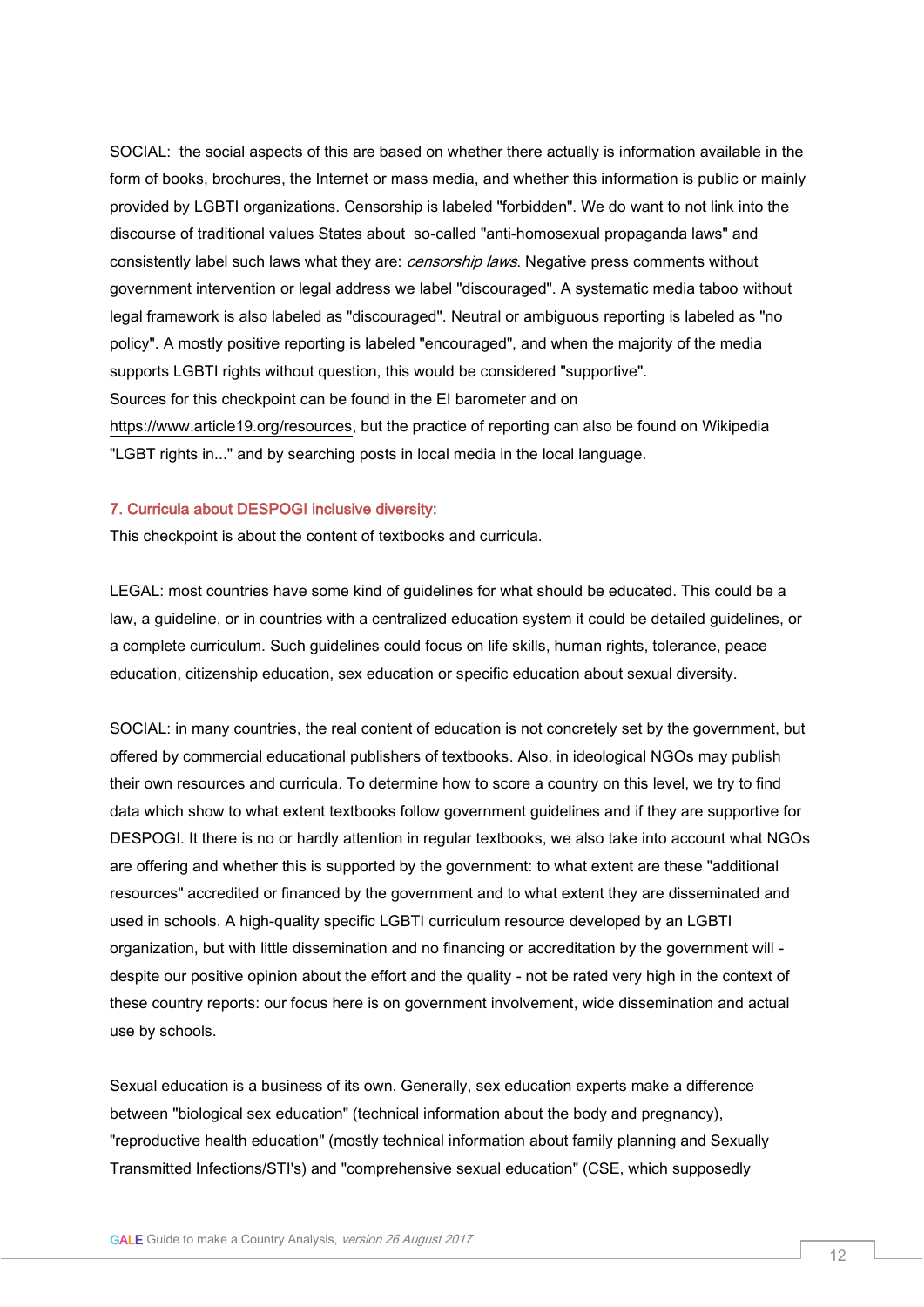SOCIAL: the social aspects of this are based on whether there actually is information available in the form of books, brochures, the Internet or mass media, and whether this information is public or mainly provided by LGBTI organizations. Censorship is labeled "forbidden". We do want to not link into the discourse of traditional values States about so-called "anti-homosexual propaganda laws" and consistently label such laws what they are: *censorship laws*. Negative press comments without government intervention or legal address we label "discouraged". A systematic media taboo without legal framework is also labeled as "discouraged". Neutral or ambiguous reporting is labeled as "no policy". A mostly positive reporting is labeled "encouraged", and when the majority of the media supports LGBTI rights without question, this would be considered "supportive".
Sources for this checkpoint can be found in the EI barometer and on https://www.article19.org/resources, but the practice of reporting can also be found on Wikipedia "LGBT rights in..." and by searching posts in local media in the local language.

### 7. Curricula about DESPOGI inclusive diversity:

This checkpoint is about the content of textbooks and curricula.

LEGAL: most countries have some kind of guidelines for what should be educated. This could be a law, a guideline, or in countries with a centralized education system it could be detailed guidelines, or a complete curriculum. Such guidelines could focus on life skills, human rights, tolerance, peace education, citizenship education, sex education or specific education about sexual diversity.

SOCIAL: in many countries, the real content of education is not concretely set by the government, but offered by commercial educational publishers of textbooks. Also, in ideological NGOs may publish their own resources and curricula. To determine how to score a country on this level, we try to find data which show to what extent textbooks follow government guidelines and if they are supportive for DESPOGI. It there is no or hardly attention in regular textbooks, we also take into account what NGOs are offering and whether this is supported by the government: to what extent are these "additional resources" accredited or financed by the government and to what extent they are disseminated and used in schools. A high-quality specific LGBTI curriculum resource developed by an LGBTI organization, but with little dissemination and no financing or accreditation by the government will - despite our positive opinion about the effort and the quality - not be rated very high in the context of these country reports: our focus here is on government involvement, wide dissemination and actual use by schools.

Sexual education is a business of its own. Generally, sex education experts make a difference between "biological sex education" (technical information about the body and pregnancy), "reproductive health education" (mostly technical information about family planning and Sexually Transmitted Infections/STI's) and "comprehensive sexual education" (CSE, which supposedly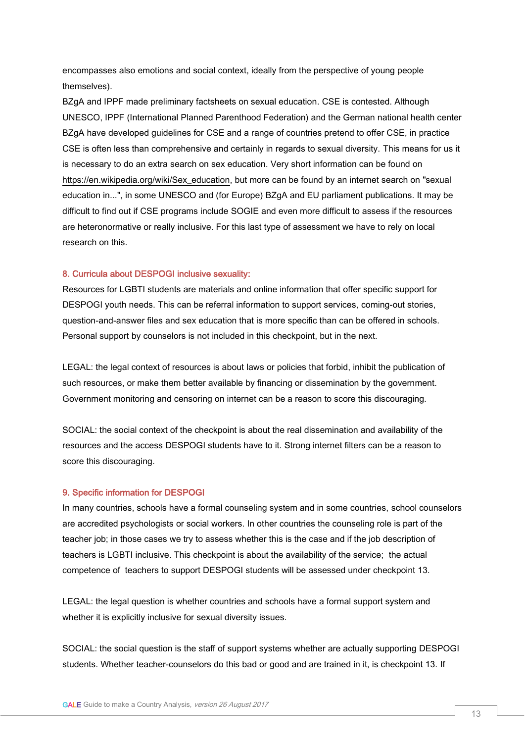encompasses also emotions and social context, ideally from the perspective of young people themselves).

BZgA and IPPF made preliminary factsheets on sexual education. CSE is contested. Although UNESCO, IPPF (International Planned Parenthood Federation) and the German national health center BZgA have developed guidelines for CSE and a range of countries pretend to offer CSE, in practice CSE is often less than comprehensive and certainly in regards to sexual diversity. This means for us it is necessary to do an extra search on sex education. Very short information can be found on https://en.wikipedia.org/wiki/Sex_education, but more can be found by an internet search on "sexual education in...", in some UNESCO and (for Europe) BZgA and EU parliament publications. It may be difficult to find out if CSE programs include SOGIE and even more difficult to assess if the resources are heteronormative or really inclusive. For this last type of assessment we have to rely on local research on this.

### 8. Curricula about DESPOGI inclusive sexuality:

Resources for LGBTI students are materials and online information that offer specific support for DESPOGI youth needs. This can be referral information to support services, coming-out stories, question-and-answer files and sex education that is more specific than can be offered in schools. Personal support by counselors is not included in this checkpoint, but in the next.

LEGAL: the legal context of resources is about laws or policies that forbid, inhibit the publication of such resources, or make them better available by financing or dissemination by the government. Government monitoring and censoring on internet can be a reason to score this discouraging.

SOCIAL: the social context of the checkpoint is about the real dissemination and availability of the resources and the access DESPOGI students have to it. Strong internet filters can be a reason to score this discouraging.

### 9. Specific information for DESPOGI

In many countries, schools have a formal counseling system and in some countries, school counselors are accredited psychologists or social workers. In other countries the counseling role is part of the teacher job; in those cases we try to assess whether this is the case and if the job description of teachers is LGBTI inclusive. This checkpoint is about the availability of the service; the actual competence of teachers to support DESPOGI students will be assessed under checkpoint 13.

LEGAL: the legal question is whether countries and schools have a formal support system and whether it is explicitly inclusive for sexual diversity issues.

SOCIAL: the social question is the staff of support systems whether are actually supporting DESPOGI students. Whether teacher-counselors do this bad or good and are trained in it, is checkpoint 13. If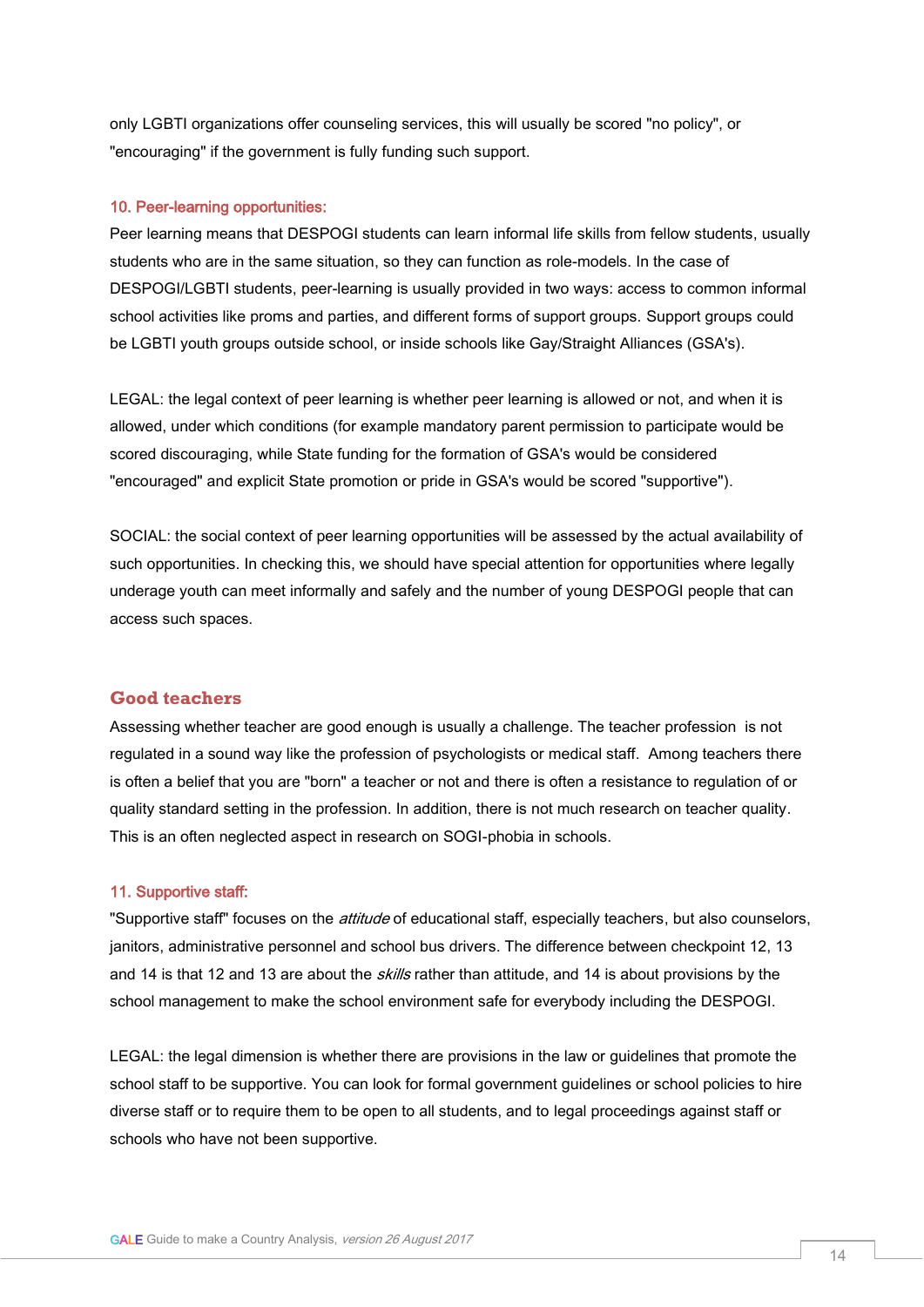only LGBTI organizations offer counseling services, this will usually be scored "no policy", or "encouraging" if the government is fully funding such support.

### 10. Peer-learning opportunities:

Peer learning means that DESPOGI students can learn informal life skills from fellow students, usually students who are in the same situation, so they can function as role-models. In the case of DESPOGI/LGBTI students, peer-learning is usually provided in two ways: access to common informal school activities like proms and parties, and different forms of support groups. Support groups could be LGBTI youth groups outside school, or inside schools like Gay/Straight Alliances (GSA's).

LEGAL: the legal context of peer learning is whether peer learning is allowed or not, and when it is allowed, under which conditions (for example mandatory parent permission to participate would be scored discouraging, while State funding for the formation of GSA's would be considered "encouraged" and explicit State promotion or pride in GSA's would be scored "supportive").

SOCIAL: the social context of peer learning opportunities will be assessed by the actual availability of such opportunities. In checking this, we should have special attention for opportunities where legally underage youth can meet informally and safely and the number of young DESPOGI people that can access such spaces.

## Good teachers

Assessing whether teacher are good enough is usually a challenge. The teacher profession is not regulated in a sound way like the profession of psychologists or medical staff. Among teachers there is often a belief that you are "born" a teacher or not and there is often a resistance to regulation of or quality standard setting in the profession. In addition, there is not much research on teacher quality. This is an often neglected aspect in research on SOGI-phobia in schools.

### 11. Supportive staff:

"Supportive staff" focuses on the *attitude* of educational staff, especially teachers, but also counselors, janitors, administrative personnel and school bus drivers. The difference between checkpoint 12, 13 and 14 is that 12 and 13 are about the *skills* rather than attitude, and 14 is about provisions by the school management to make the school environment safe for everybody including the DESPOGI.

LEGAL: the legal dimension is whether there are provisions in the law or guidelines that promote the school staff to be supportive. You can look for formal government guidelines or school policies to hire diverse staff or to require them to be open to all students, and to legal proceedings against staff or schools who have not been supportive.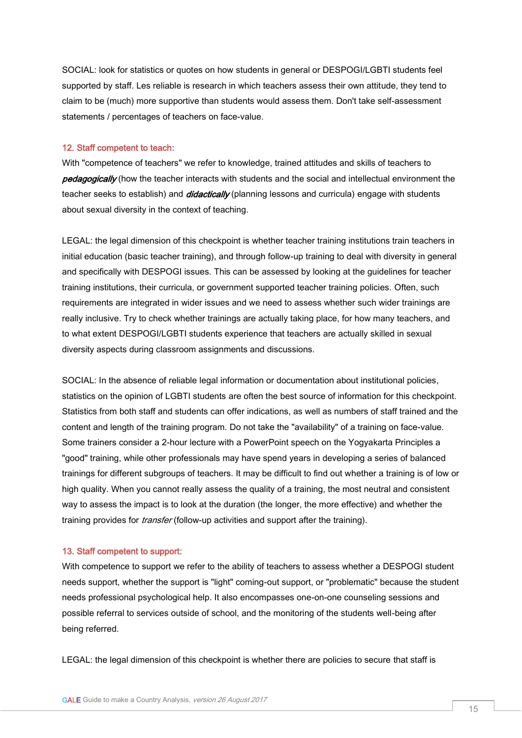SOCIAL: look for statistics or quotes on how students in general or DESPOGI/LGBTI students feel supported by staff. Les reliable is research in which teachers assess their own attitude, they tend to claim to be (much) more supportive than students would assess them. Don't take self-assessment statements / percentages of teachers on face-value.

### 12. Staff competent to teach:

With "competence of teachers" we refer to knowledge, trained attitudes and skills of teachers to ***pedagogically*** (how the teacher interacts with students and the social and intellectual environment the teacher seeks to establish) and ***didactically*** (planning lessons and curricula) engage with students about sexual diversity in the context of teaching.

LEGAL: the legal dimension of this checkpoint is whether teacher training institutions train teachers in initial education (basic teacher training), and through follow-up training to deal with diversity in general and specifically with DESPOGI issues. This can be assessed by looking at the guidelines for teacher training institutions, their curricula, or government supported teacher training policies. Often, such requirements are integrated in wider issues and we need to assess whether such wider trainings are really inclusive. Try to check whether trainings are actually taking place, for how many teachers, and to what extent DESPOGI/LGBTI students experience that teachers are actually skilled in sexual diversity aspects during classroom assignments and discussions.

SOCIAL: In the absence of reliable legal information or documentation about institutional policies, statistics on the opinion of LGBTI students are often the best source of information for this checkpoint. Statistics from both staff and students can offer indications, as well as numbers of staff trained and the content and length of the training program. Do not take the "availability" of a training on face-value. Some trainers consider a 2-hour lecture with a PowerPoint speech on the Yogyakarta Principles a "good" training, while other professionals may have spend years in developing a series of balanced trainings for different subgroups of teachers. It may be difficult to find out whether a training is of low or high quality. When you cannot really assess the quality of a training, the most neutral and consistent way to assess the impact is to look at the duration (the longer, the more effective) and whether the training provides for *transfer* (follow-up activities and support after the training).

### 13. Staff competent to support:

With competence to support we refer to the ability of teachers to assess whether a DESPOGI student needs support, whether the support is "light" coming-out support, or "problematic" because the student needs professional psychological help. It also encompasses one-on-one counseling sessions and possible referral to services outside of school, and the monitoring of the students well-being after being referred.

LEGAL: the legal dimension of this checkpoint is whether there are policies to secure that staff is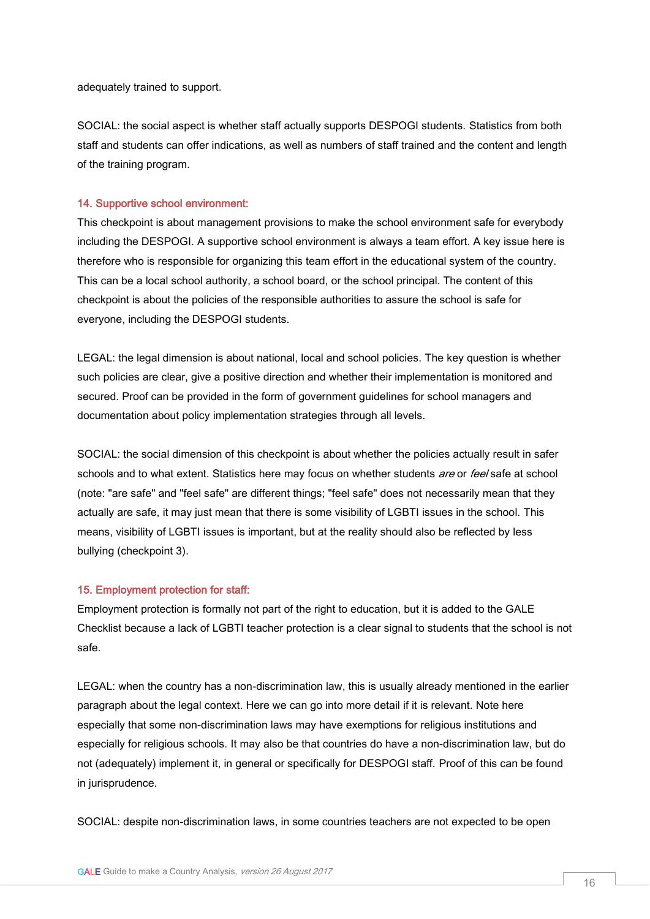adequately trained to support.

SOCIAL: the social aspect is whether staff actually supports DESPOGI students. Statistics from both staff and students can offer indications, as well as numbers of staff trained and the content and length of the training program.

### 14. Supportive school environment:

This checkpoint is about management provisions to make the school environment safe for everybody including the DESPOGI. A supportive school environment is always a team effort. A key issue here is therefore who is responsible for organizing this team effort in the educational system of the country. This can be a local school authority, a school board, or the school principal. The content of this checkpoint is about the policies of the responsible authorities to assure the school is safe for everyone, including the DESPOGI students.

LEGAL: the legal dimension is about national, local and school policies. The key question is whether such policies are clear, give a positive direction and whether their implementation is monitored and secured. Proof can be provided in the form of government guidelines for school managers and documentation about policy implementation strategies through all levels.

SOCIAL: the social dimension of this checkpoint is about whether the policies actually result in safer schools and to what extent. Statistics here may focus on whether students *are* or *feel* safe at school (note: "are safe" and "feel safe" are different things; "feel safe" does not necessarily mean that they actually are safe, it may just mean that there is some visibility of LGBTI issues in the school. This means, visibility of LGBTI issues is important, but at the reality should also be reflected by less bullying (checkpoint 3).

### 15. Employment protection for staff:

Employment protection is formally not part of the right to education, but it is added to the GALE Checklist because a lack of LGBTI teacher protection is a clear signal to students that the school is not safe.

LEGAL: when the country has a non-discrimination law, this is usually already mentioned in the earlier paragraph about the legal context. Here we can go into more detail if it is relevant. Note here especially that some non-discrimination laws may have exemptions for religious institutions and especially for religious schools. It may also be that countries do have a non-discrimination law, but do not (adequately) implement it, in general or specifically for DESPOGI staff. Proof of this can be found in jurisprudence.

SOCIAL: despite non-discrimination laws, in some countries teachers are not expected to be open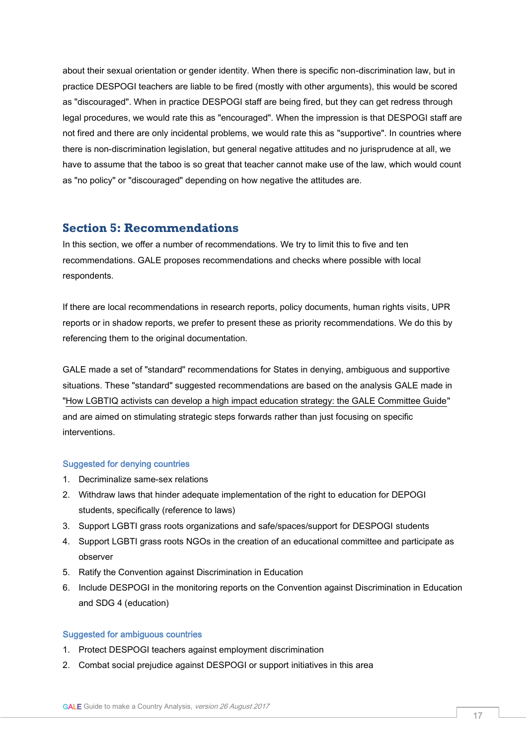about their sexual orientation or gender identity. When there is specific non-discrimination law, but in practice DESPOGI teachers are liable to be fired (mostly with other arguments), this would be scored as "discouraged". When in practice DESPOGI staff are being fired, but they can get redress through legal procedures, we would rate this as "encouraged". When the impression is that DESPOGI staff are not fired and there are only incidental problems, we would rate this as "supportive". In countries where there is non-discrimination legislation, but general negative attitudes and no jurisprudence at all, we have to assume that the taboo is so great that teacher cannot make use of the law, which would count as "no policy" or "discouraged" depending on how negative the attitudes are.

## Section 5: Recommendations

In this section, we offer a number of recommendations. We try to limit this to five and ten recommendations. GALE proposes recommendations and checks where possible with local respondents.

If there are local recommendations in research reports, policy documents, human rights visits, UPR reports or in shadow reports, we prefer to present these as priority recommendations. We do this by referencing them to the original documentation.

GALE made a set of "standard" recommendations for States in denying, ambiguous and supportive situations. These "standard" suggested recommendations are based on the analysis GALE made in "How LGBTIQ activists can develop a high impact education strategy: the GALE Committee Guide" and are aimed on stimulating strategic steps forwards rather than just focusing on specific interventions.

### Suggested for denying countries

1. Decriminalize same-sex relations
2. Withdraw laws that hinder adequate implementation of the right to education for DEPOGI students, specifically (reference to laws)
3. Support LGBTI grass roots organizations and safe/spaces/support for DESPOGI students
4. Support LGBTI grass roots NGOs in the creation of an educational committee and participate as observer
5. Ratify the Convention against Discrimination in Education
6. Include DESPOGI in the monitoring reports on the Convention against Discrimination in Education and SDG 4 (education)

### Suggested for ambiguous countries

1. Protect DESPOGI teachers against employment discrimination
2. Combat social prejudice against DESPOGI or support initiatives in this area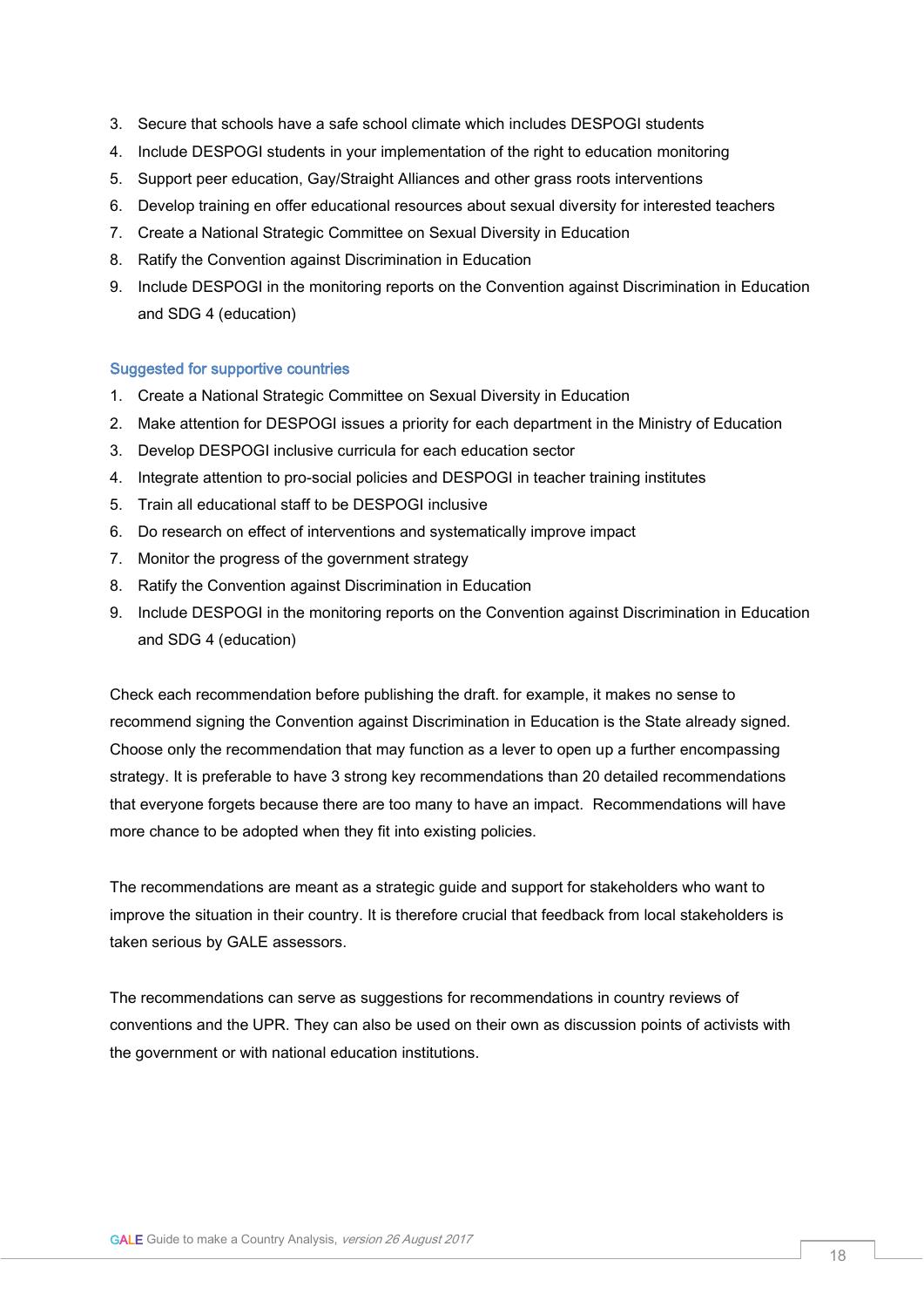3. Secure that schools have a safe school climate which includes DESPOGI students
4. Include DESPOGI students in your implementation of the right to education monitoring
5. Support peer education, Gay/Straight Alliances and other grass roots interventions
6. Develop training en offer educational resources about sexual diversity for interested teachers
7. Create a National Strategic Committee on Sexual Diversity in Education
8. Ratify the Convention against Discrimination in Education
9. Include DESPOGI in the monitoring reports on the Convention against Discrimination in Education and SDG 4 (education)

### Suggested for supportive countries

1. Create a National Strategic Committee on Sexual Diversity in Education
2. Make attention for DESPOGI issues a priority for each department in the Ministry of Education
3. Develop DESPOGI inclusive curricula for each education sector
4. Integrate attention to pro-social policies and DESPOGI in teacher training institutes
5. Train all educational staff to be DESPOGI inclusive
6. Do research on effect of interventions and systematically improve impact
7. Monitor the progress of the government strategy
8. Ratify the Convention against Discrimination in Education
9. Include DESPOGI in the monitoring reports on the Convention against Discrimination in Education and SDG 4 (education)

Check each recommendation before publishing the draft. for example, it makes no sense to recommend signing the Convention against Discrimination in Education is the State already signed. Choose only the recommendation that may function as a lever to open up a further encompassing strategy. It is preferable to have 3 strong key recommendations than 20 detailed recommendations that everyone forgets because there are too many to have an impact. Recommendations will have more chance to be adopted when they fit into existing policies.

The recommendations are meant as a strategic guide and support for stakeholders who want to improve the situation in their country. It is therefore crucial that feedback from local stakeholders is taken serious by GALE assessors.

The recommendations can serve as suggestions for recommendations in country reviews of conventions and the UPR. They can also be used on their own as discussion points of activists with the government or with national education institutions.